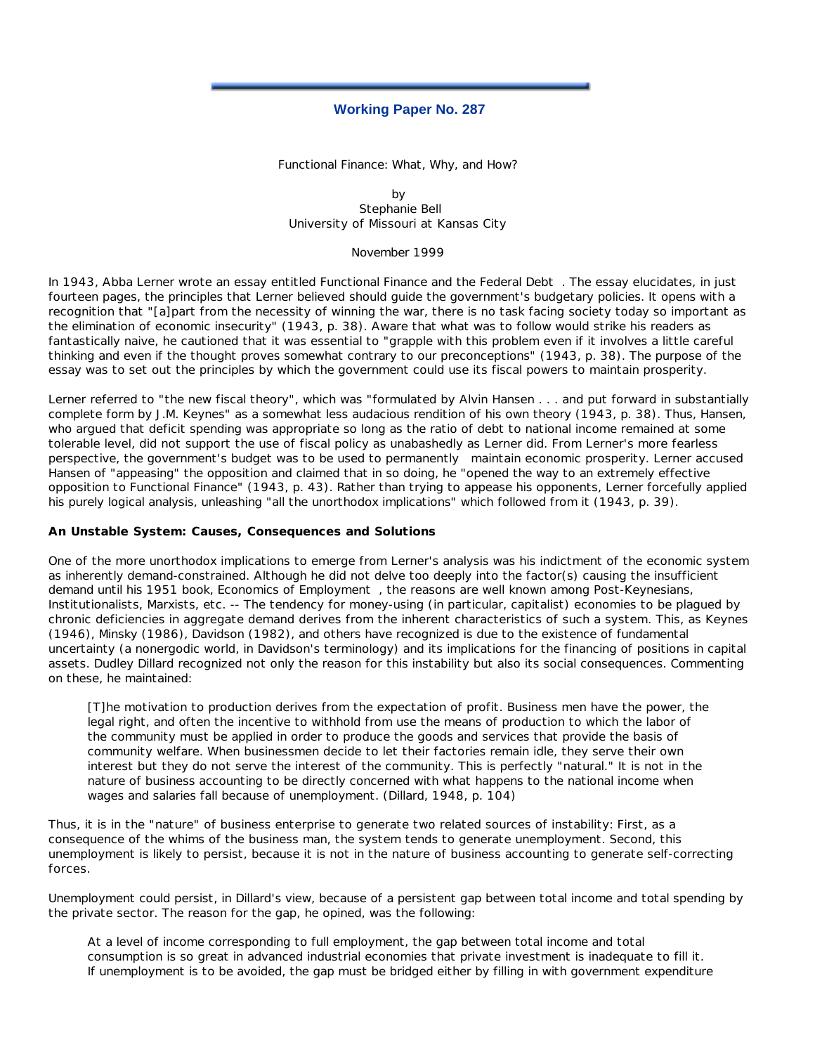**Working Paper No. 287**

Functional Finance: What, Why, and How?

by
Stephanie Bell
University of Missouri at Kansas City

November 1999

In 1943, Abba Lerner wrote an essay entitled Functional Finance and the Federal Debt . The essay elucidates, in just fourteen pages, the principles that Lerner believed should guide the government's budgetary policies. It opens with a recognition that "[a]part from the necessity of winning the war, there is no task facing society today so important as the elimination of economic insecurity" (1943, p. 38). Aware that what was to follow would strike his readers as fantastically naive, he cautioned that it was essential to "grapple with this problem even if it involves a little careful thinking and even if the thought proves somewhat contrary to our preconceptions" (1943, p. 38). The purpose of the essay was to set out the principles by which the government could use its fiscal powers to maintain prosperity.

Lerner referred to "the new fiscal theory", which was "formulated by Alvin Hansen . . . and put forward in substantially complete form by J.M. Keynes" as a somewhat less audacious rendition of his own theory (1943, p. 38). Thus, Hansen, who argued that deficit spending was appropriate so long as the ratio of debt to national income remained at some tolerable level, did not support the use of fiscal policy as unabashedly as Lerner did. From Lerner's more fearless perspective, the government's budget was to be used to permanently maintain economic prosperity. Lerner accused Hansen of "appeasing" the opposition and claimed that in so doing, he "opened the way to an extremely effective opposition to Functional Finance" (1943, p. 43). Rather than trying to appease his opponents, Lerner forcefully applied his purely logical analysis, unleashing "all the unorthodox implications" which followed from it (1943, p. 39).

**An Unstable System: Causes, Consequences and Solutions**

One of the more unorthodox implications to emerge from Lerner's analysis was his indictment of the economic system as inherently demand-constrained. Although he did not delve too deeply into the factor(s) causing the insufficient demand until his 1951 book, Economics of Employment , the reasons are well known among Post-Keynesians, Institutionalists, Marxists, etc. -- The tendency for money-using (in particular, capitalist) economies to be plagued by chronic deficiencies in aggregate demand derives from the inherent characteristics of such a system. This, as Keynes (1946), Minsky (1986), Davidson (1982), and others have recognized is due to the existence of fundamental uncertainty (a nonergodic world, in Davidson's terminology) and its implications for the financing of positions in capital assets. Dudley Dillard recognized not only the reason for this instability but also its social consequences. Commenting on these, he maintained:

> [T]he motivation to production derives from the expectation of profit. Business men have the power, the legal right, and often the incentive to withhold from use the means of production to which the labor of the community must be applied in order to produce the goods and services that provide the basis of community welfare. When businessmen decide to let their factories remain idle, they serve their own interest but they do not serve the interest of the community. This is perfectly "natural." It is not in the nature of business accounting to be directly concerned with what happens to the national income when wages and salaries fall because of unemployment. (Dillard, 1948, p. 104)

Thus, it is in the "nature" of business enterprise to generate two related sources of instability: First, as a consequence of the whims of the business man, the system tends to generate unemployment. Second, this unemployment is likely to persist, because it is not in the nature of business accounting to generate self-correcting forces.

Unemployment could persist, in Dillard's view, because of a persistent gap between total income and total spending by the private sector. The reason for the gap, he opined, was the following:

> At a level of income corresponding to full employment, the gap between total income and total consumption is so great in advanced industrial economies that private investment is inadequate to fill it. If unemployment is to be avoided, the gap must be bridged either by filling in with government expenditure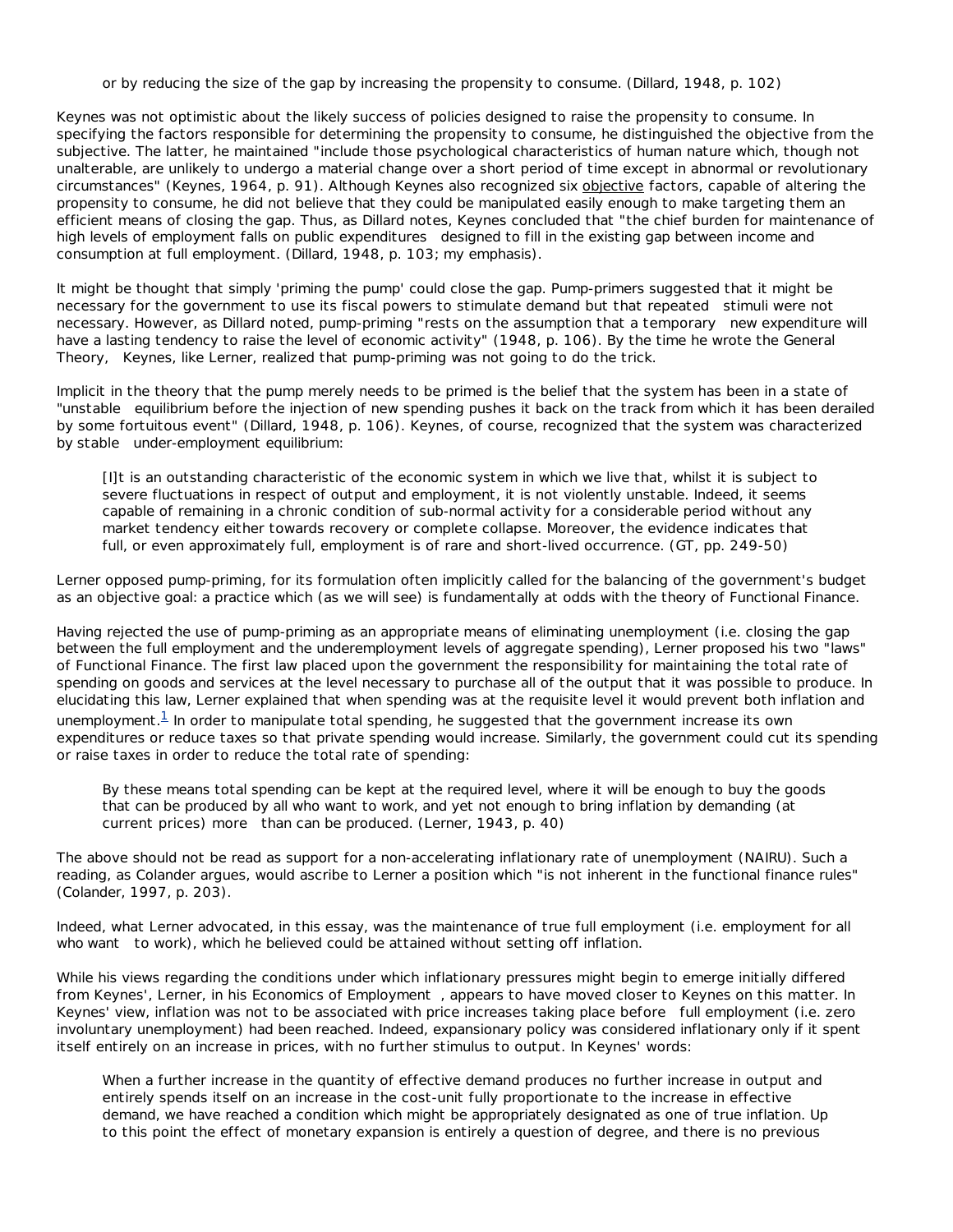or by reducing the size of the gap by increasing the propensity to consume. (Dillard, 1948, p. 102)

Keynes was not optimistic about the likely success of policies designed to raise the propensity to consume. In specifying the factors responsible for determining the propensity to consume, he distinguished the objective from the subjective. The latter, he maintained "include those psychological characteristics of human nature which, though not unalterable, are unlikely to undergo a material change over a short period of time except in abnormal or revolutionary circumstances" (Keynes, 1964, p. 91). Although Keynes also recognized six objective factors, capable of altering the propensity to consume, he did not believe that they could be manipulated easily enough to make targeting them an efficient means of closing the gap. Thus, as Dillard notes, Keynes concluded that "the chief burden for maintenance of high levels of employment falls on public expenditures *designed to fill in the existing gap* between income and consumption at full employment. (Dillard, 1948, p. 103; my emphasis).

It might be thought that simply 'priming the pump' could close the gap. Pump-primers suggested that it might be necessary for the government to use its fiscal powers to stimulate demand but that repeated stimuli were not necessary. However, as Dillard noted, pump-priming "rests on the assumption that a *temporary* new expenditure will have a lasting tendency to raise the level of economic activity" (1948, p. 106). By the time he wrote the *General Theory*, Keynes, like Lerner, realized that pump-priming was not going to do the trick.

Implicit in the theory that the pump merely needs to be primed is the belief that the system has been in a state of "*unstable* equilibrium before the injection of new spending pushes it back on the track from which it has been derailed by some fortuitous event" (Dillard, 1948, p. 106). Keynes, of course, recognized that the system was characterized by *stable* under-employment equilibrium:

> [I]t is an outstanding characteristic of the economic system in which we live that, whilst it is subject to severe fluctuations in respect of output and employment, it is not violently unstable. Indeed, it seems capable of remaining in a chronic condition of sub-normal activity for a considerable period without any market tendency either towards recovery or complete collapse. Moreover, the evidence indicates that full, or even approximately full, employment is of rare and short-lived occurrence. (GT, pp. 249-50)

Lerner opposed pump-priming, for its formulation often implicitly called for the balancing of the government's budget as an objective goal: a practice which (as we will see) is fundamentally at odds with the theory of Functional Finance.

Having rejected the use of pump-priming as an appropriate means of eliminating unemployment (i.e. closing the gap between the full employment and the underemployment levels of aggregate spending), Lerner proposed his two "laws" of Functional Finance. The first law placed upon the government the responsibility for maintaining the total rate of spending on goods and services at the level necessary to purchase all of the output that it was possible to produce. In elucidating this law, Lerner explained that when spending was at the requisite level it would prevent both inflation and unemployment.[1] In order to manipulate total spending, he suggested that the government increase its own expenditures or reduce taxes so that private spending would increase. Similarly, the government could cut its spending or raise taxes in order to reduce the total rate of spending:

> By these means total spending can be kept at the required level, where it will be enough to buy the goods that can be produced by all who want to work, and yet not enough to bring inflation by demanding (at current prices) *more* than can be produced. (Lerner, 1943, p. 40)

The above should not be read as support for a non-accelerating inflationary rate of unemployment (NAIRU). Such a reading, as Colander argues, would ascribe to Lerner a position which "is not inherent in the functional finance rules" (Colander, 1997, p. 203).

Indeed, what Lerner advocated, in this essay, was the maintenance of true full employment (i.e. employment for all who *want* to work), which he believed could be attained without setting off inflation.

While his views regarding the conditions under which inflationary pressures might begin to emerge initially differed from Keynes', Lerner, in his *Economics of Employment*, appears to have moved closer to Keynes on this matter. In Keynes' view, inflation was not to be associated with price increases taking place *before* full employment (i.e. zero involuntary unemployment) had been reached. Indeed, expansionary policy was considered inflationary only if it spent itself entirely on an increase in prices, with no further stimulus to output. In Keynes' words:

> When a further increase in the quantity of effective demand produces no further increase in output and entirely spends itself on an increase in the cost-unit fully proportionate to the increase in effective demand, we have reached a condition which might be appropriately designated as one of true inflation. Up to this point the effect of monetary expansion is entirely a question of degree, and there is no previous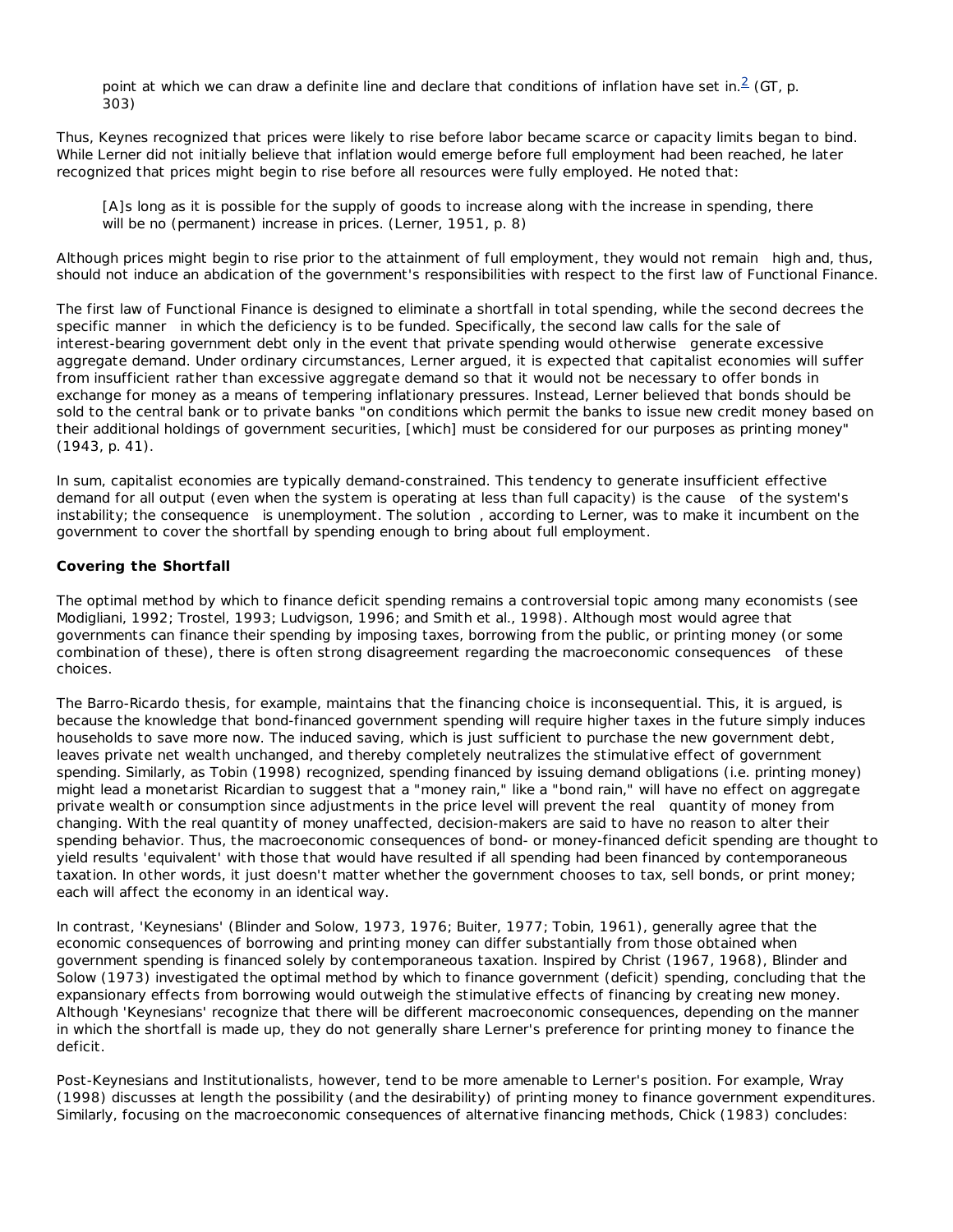> point at which we can draw a definite line and declare that conditions of inflation have set in.[2] (GT, p. 303)

Thus, Keynes recognized that prices were likely to rise before labor became scarce or capacity limits began to bind. While Lerner did not initially believe that inflation would emerge before full employment had been reached, he later recognized that prices might begin to rise before all resources were fully employed. He noted that:

> [A]s long as it is possible for the supply of goods to increase along with the increase in spending, there will be no (permanent) increase in prices. (Lerner, 1951, p. 8)

Although prices might begin to rise prior to the attainment of full employment, they would not remain high and, thus, should not induce an abdication of the government's responsibilities with respect to the first law of Functional Finance.

The first law of Functional Finance is designed to eliminate a shortfall in total spending, while the second decrees the specific manner in which the deficiency is to be funded. Specifically, the second law calls for the sale of interest-bearing government debt only in the event that private spending would otherwise generate excessive aggregate demand. Under ordinary circumstances, Lerner argued, it is expected that capitalist economies will suffer from insufficient rather than excessive aggregate demand so that it would not be necessary to offer bonds in exchange for money as a means of tempering inflationary pressures. Instead, Lerner believed that bonds should be sold to the central bank or to private banks "on conditions which permit the banks to issue new credit money based on their additional holdings of government securities, [which] must be considered for our purposes as printing money" (1943, p. 41).

In sum, capitalist economies are typically demand-constrained. This tendency to generate insufficient effective demand for all output (even when the system is operating at less than full capacity) is the cause of the system's instability; the consequence is unemployment. The solution, according to Lerner, was to make it incumbent on the government to cover the shortfall by spending enough to bring about full employment.

**Covering the Shortfall**

The optimal method by which to finance deficit spending remains a controversial topic among many economists (see Modigliani, 1992; Trostel, 1993; Ludvigson, 1996; and Smith et al., 1998). Although most would agree that governments can finance their spending by imposing taxes, borrowing from the public, or printing money (or some combination of these), there is often strong disagreement regarding the macroeconomic consequences of these choices.

The Barro-Ricardo thesis, for example, maintains that the financing choice is inconsequential. This, it is argued, is because the knowledge that bond-financed government spending will require higher taxes in the future simply induces households to save more now. The induced saving, which is just sufficient to purchase the new government debt, leaves private net wealth unchanged, and thereby completely neutralizes the stimulative effect of government spending. Similarly, as Tobin (1998) recognized, spending financed by issuing demand obligations (i.e. printing money) might lead a monetarist Ricardian to suggest that a "money rain," like a "bond rain," will have no effect on aggregate private wealth or consumption since adjustments in the price level will prevent the real quantity of money from changing. With the real quantity of money unaffected, decision-makers are said to have no reason to alter their spending behavior. Thus, the macroeconomic consequences of bond- or money-financed deficit spending are thought to yield results 'equivalent' with those that would have resulted if all spending had been financed by contemporaneous taxation. In other words, it just doesn't matter whether the government chooses to tax, sell bonds, or print money; each will affect the economy in an identical way.

In contrast, 'Keynesians' (Blinder and Solow, 1973, 1976; Buiter, 1977; Tobin, 1961), generally agree that the economic consequences of borrowing and printing money can differ substantially from those obtained when government spending is financed solely by contemporaneous taxation. Inspired by Christ (1967, 1968), Blinder and Solow (1973) investigated the optimal method by which to finance government (deficit) spending, concluding that the expansionary effects from borrowing would outweigh the stimulative effects of financing by creating new money. Although 'Keynesians' recognize that there will be different macroeconomic consequences, depending on the manner in which the shortfall is made up, they do not generally share Lerner's preference for printing money to finance the deficit.

Post-Keynesians and Institutionalists, however, tend to be more amenable to Lerner's position. For example, Wray (1998) discusses at length the possibility (and the desirability) of printing money to finance government expenditures. Similarly, focusing on the macroeconomic consequences of alternative financing methods, Chick (1983) concludes: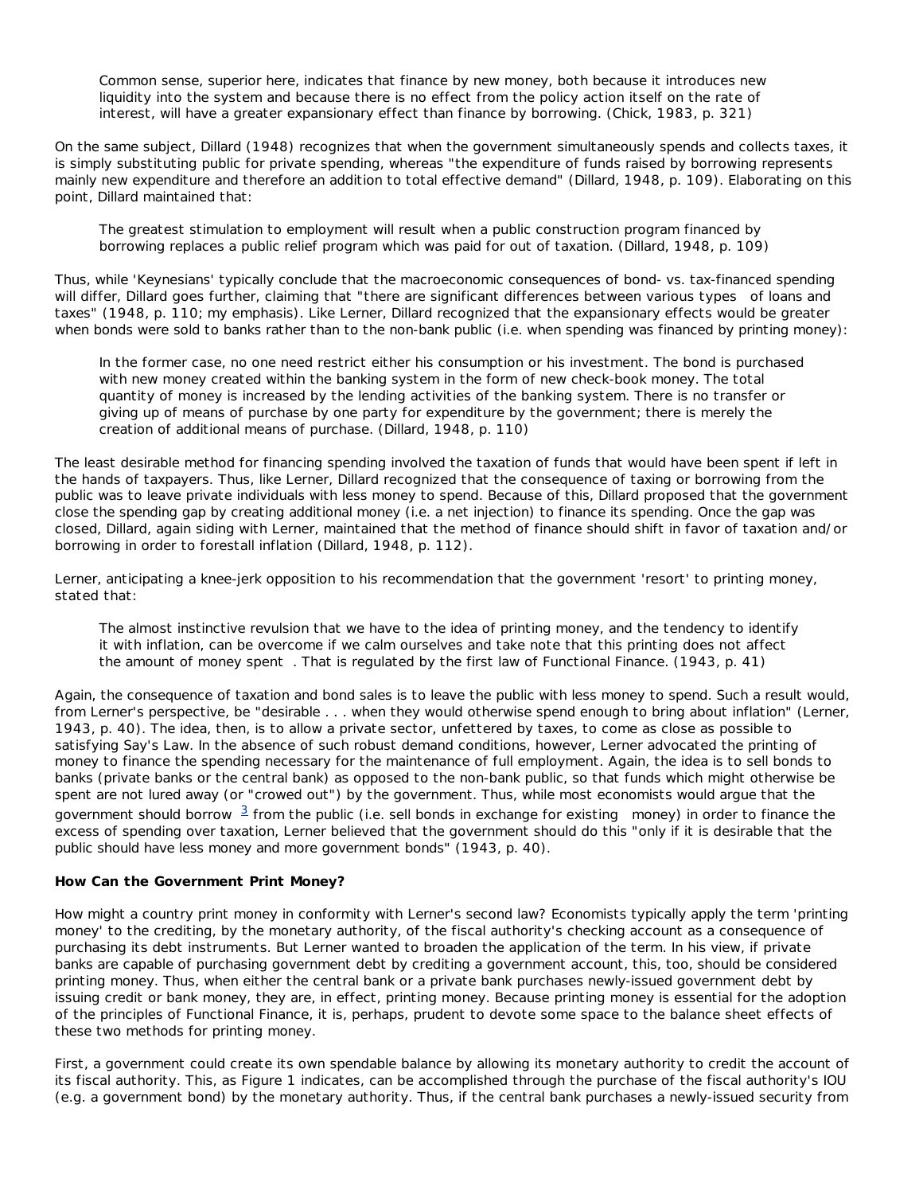> Common sense, superior here, indicates that finance by new money, both because it introduces new liquidity into the system and because there is no effect from the policy action itself on the rate of interest, will have a greater expansionary effect than finance by borrowing. (Chick, 1983, p. 321)

On the same subject, Dillard (1948) recognizes that when the government simultaneously spends and collects taxes, it is simply substituting public for private spending, whereas "the expenditure of funds raised by borrowing represents mainly new expenditure and therefore an addition to total effective demand" (Dillard, 1948, p. 109). Elaborating on this point, Dillard maintained that:

> The greatest stimulation to employment will result when a public construction program financed by borrowing replaces a public relief program which was paid for out of taxation. (Dillard, 1948, p. 109)

Thus, while 'Keynesians' typically conclude that the macroeconomic consequences of bond- vs. tax-financed spending will differ, Dillard goes further, claiming that "there are significant differences between various *types* of loans and taxes" (1948, p. 110; my emphasis). Like Lerner, Dillard recognized that the expansionary effects would be greater when bonds were sold to banks rather than to the non-bank public (i.e. when spending was financed by printing money):

> In the former case, no one need restrict either his consumption or his investment. The bond is purchased with new money created within the banking system in the form of new check-book money. The total quantity of money is increased by the lending activities of the banking system. There is no transfer or giving up of means of purchase by one party for expenditure by the government; there is merely the creation of additional means of purchase. (Dillard, 1948, p. 110)

The least desirable method for financing spending involved the taxation of funds that would have been spent if left in the hands of taxpayers. Thus, like Lerner, Dillard recognized that the consequence of taxing or borrowing from the public was to leave private individuals with less money to spend. Because of this, Dillard proposed that the government close the spending gap by creating additional money (i.e. a net injection) to finance its spending. Once the gap was closed, Dillard, again siding with Lerner, maintained that the method of finance should shift in favor of taxation and/or borrowing in order to forestall inflation (Dillard, 1948, p. 112).

Lerner, anticipating a knee-jerk opposition to his recommendation that the government 'resort' to printing money, stated that:

> The almost instinctive revulsion that we have to the idea of printing money, and the tendency to identify it with inflation, can be overcome if we calm ourselves and take note that this printing does not affect the amount of money *spent*. That is regulated by the first law of Functional Finance. (1943, p. 41)

Again, the consequence of taxation and bond sales is to leave the public with less money to spend. Such a result would, from Lerner's perspective, be "desirable . . . when they would otherwise spend enough to bring about inflation" (Lerner, 1943, p. 40). The idea, then, is to allow a private sector, unfettered by taxes, to come as close as possible to satisfying Say's Law. In the absence of such robust demand conditions, however, Lerner advocated the printing of money to finance the spending necessary for the maintenance of full employment. Again, the idea is to sell bonds to banks (private banks or the central bank) as opposed to the non-bank public, so that funds which might otherwise be spent are not lured away (or "crowed out") by the government. Thus, while most economists would argue that the government should borrow [3] from the public (i.e. sell bonds in exchange for *existing* money) in order to finance the excess of spending over taxation, Lerner believed that the government should do this "only if it is desirable that the public should have less money and more government bonds" (1943, p. 40).

**How Can the Government Print Money?**

How might a country print money in conformity with Lerner's second law? Economists typically apply the term 'printing money' to the crediting, by the monetary authority, of the fiscal authority's checking account as a consequence of purchasing its debt instruments. But Lerner wanted to broaden the application of the term. In his view, if private banks are capable of purchasing government debt by crediting a government account, this, too, should be considered printing money. Thus, when either the central bank or a private bank purchases newly-issued government debt by issuing credit or bank money, they are, in effect, printing money. Because printing money is essential for the adoption of the principles of Functional Finance, it is, perhaps, prudent to devote some space to the balance sheet effects of these two methods for printing money.

First, a government could create its own spendable balance by allowing its monetary authority to credit the account of its fiscal authority. This, as Figure 1 indicates, can be accomplished through the purchase of the fiscal authority's IOU (e.g. a government bond) by the monetary authority. Thus, if the central bank purchases a newly-issued security from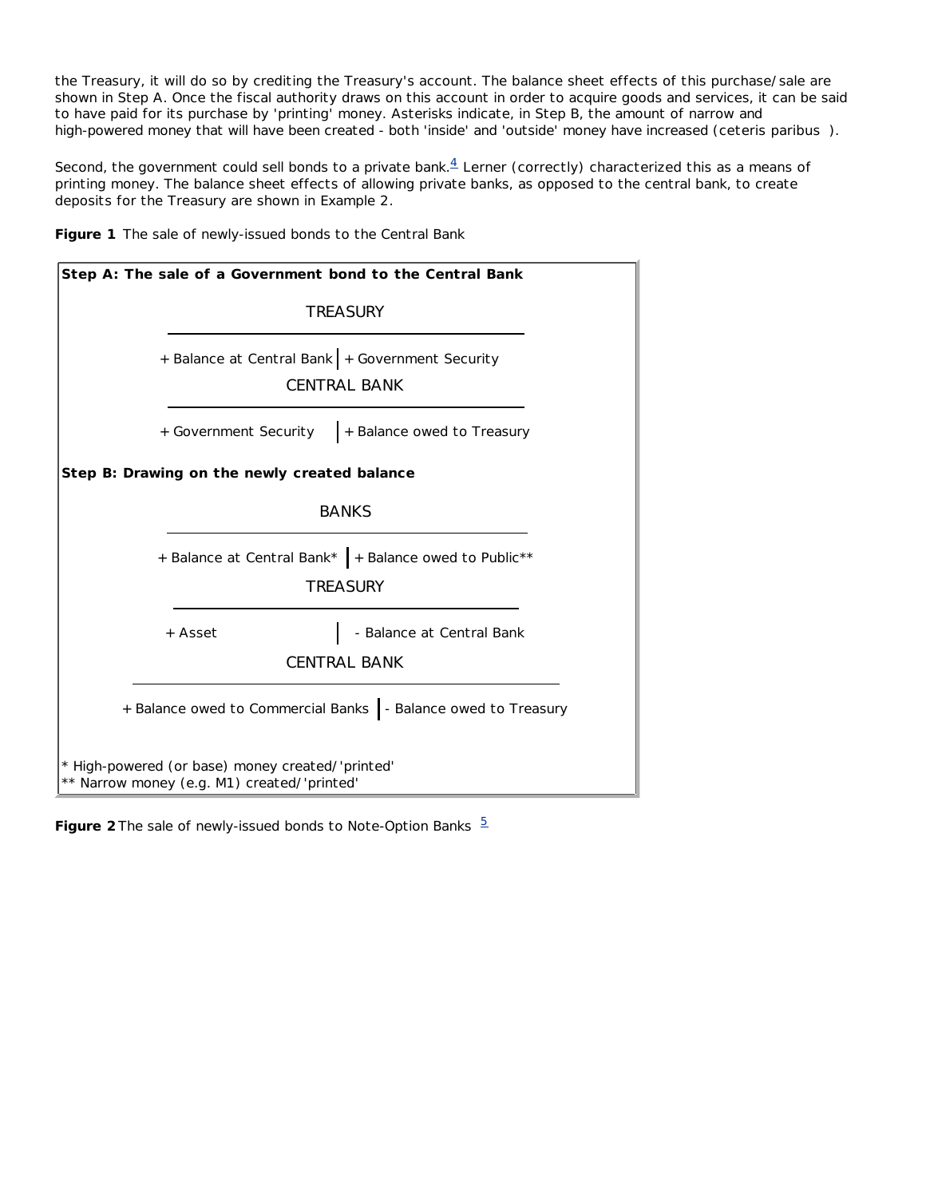the Treasury, it will do so by crediting the Treasury's account. The balance sheet effects of this purchase/sale are shown in Step A. Once the fiscal authority draws on this account in order to acquire goods and services, it can be said to have paid for its purchase by 'printing' money. Asterisks indicate, in Step B, the amount of narrow and high-powered money that will have been created - both 'inside' and 'outside' money have increased (*ceteris paribus*).

Second, the government could sell bonds to a private bank.[4] Lerner (correctly) characterized this as a means of printing money. The balance sheet effects of allowing private banks, as opposed to the central bank, to create deposits for the Treasury are shown in Example 2.

**Figure 1** The sale of newly-issued bonds to the Central Bank

**Step A: The sale of a Government bond to the Central Bank**

TREASURY

| Assets | Liabilities |
|---|---|
| + Balance at Central Bank | + Government Security |

CENTRAL BANK

| Assets | Liabilities |
|---|---|
| + Government Security | + Balance owed to Treasury |

**Step B: Drawing on the newly created balance**

BANKS

| Assets | Liabilities |
|---|---|
| + Balance at Central Bank* | + Balance owed to Public** |

TREASURY

| Assets | Liabilities |
|---|---|
| + Asset | - Balance at Central Bank |

CENTRAL BANK

| Assets | Liabilities |
|---|---|
| + Balance owed to Commercial Banks | - Balance owed to Treasury |

\* High-powered (or base) money created/'printed'
\*\* Narrow money (e.g. M1) created/'printed'

**Figure 2** The sale of newly-issued bonds to Note-Option Banks [5]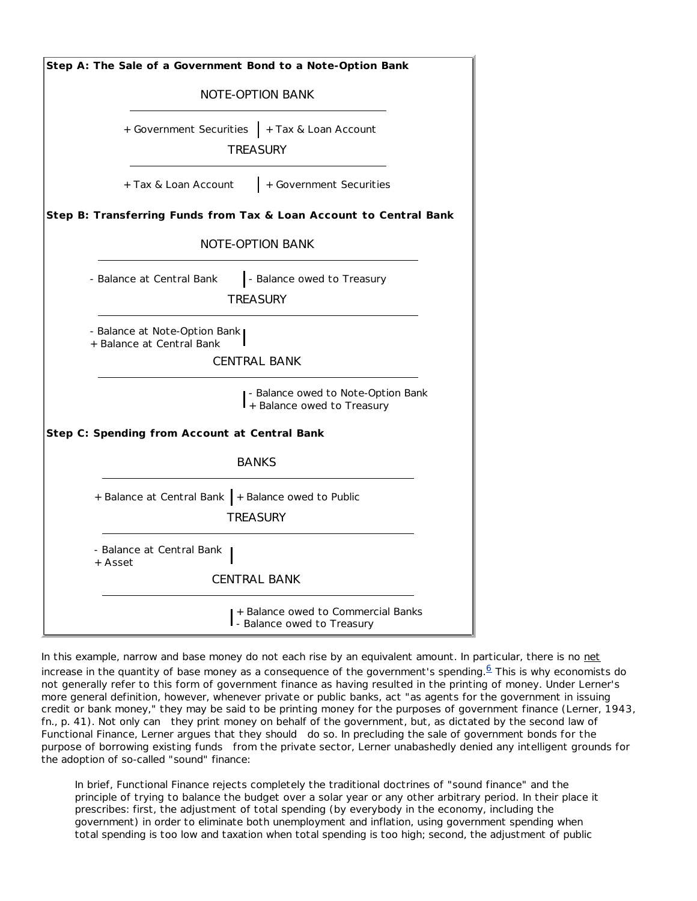**Step A: The Sale of a Government Bond to a Note-Option Bank**

NOTE-OPTION BANK

| Assets | Liabilities |
| --- | --- |
| + Government Securities | + Tax & Loan Account |

TREASURY

| Assets | Liabilities |
| --- | --- |
| + Tax & Loan Account | + Government Securities |

**Step B: Transferring Funds from Tax & Loan Account to Central Bank**

NOTE-OPTION BANK

| Assets | Liabilities |
| --- | --- |
| - Balance at Central Bank | - Balance owed to Treasury |

TREASURY

| Assets | Liabilities |
| --- | --- |
| - Balance at Note-Option Bank<br>+ Balance at Central Bank | |

CENTRAL BANK

| Assets | Liabilities |
| --- | --- |
| | - Balance owed to Note-Option Bank<br>+ Balance owed to Treasury |

**Step C: Spending from Account at Central Bank**

BANKS

| Assets | Liabilities |
| --- | --- |
| + Balance at Central Bank | + Balance owed to Public |

TREASURY

| Assets | Liabilities |
| --- | --- |
| - Balance at Central Bank<br>+ Asset | |

CENTRAL BANK

| Assets | Liabilities |
| --- | --- |
| | + Balance owed to Commercial Banks<br>- Balance owed to Treasury |

In this example, narrow and base money do not each rise by an equivalent amount. In particular, there is no net increase in the quantity of base money as a consequence of the government's spending.[6] This is why economists do not generally refer to this form of government finance as having resulted in the printing of money. Under Lerner's more general definition, however, whenever private or public banks, act "as agents for the government in issuing credit or bank money," they may be said to be printing money for the purposes of government finance (Lerner, 1943, fn., p. 41). Not only can they print money on behalf of the government, but, as dictated by the second law of Functional Finance, Lerner argues that they should do so. In precluding the sale of government bonds for the purpose of borrowing existing funds from the private sector, Lerner unabashedly denied any intelligent grounds for the adoption of so-called "sound" finance:

> In brief, Functional Finance rejects completely the traditional doctrines of "sound finance" and the principle of trying to balance the budget over a solar year or any other arbitrary period. In their place it prescribes: first, the adjustment of total spending (by everybody in the economy, including the government) in order to eliminate both unemployment and inflation, using government spending when total spending is too low and taxation when total spending is too high; second, the adjustment of public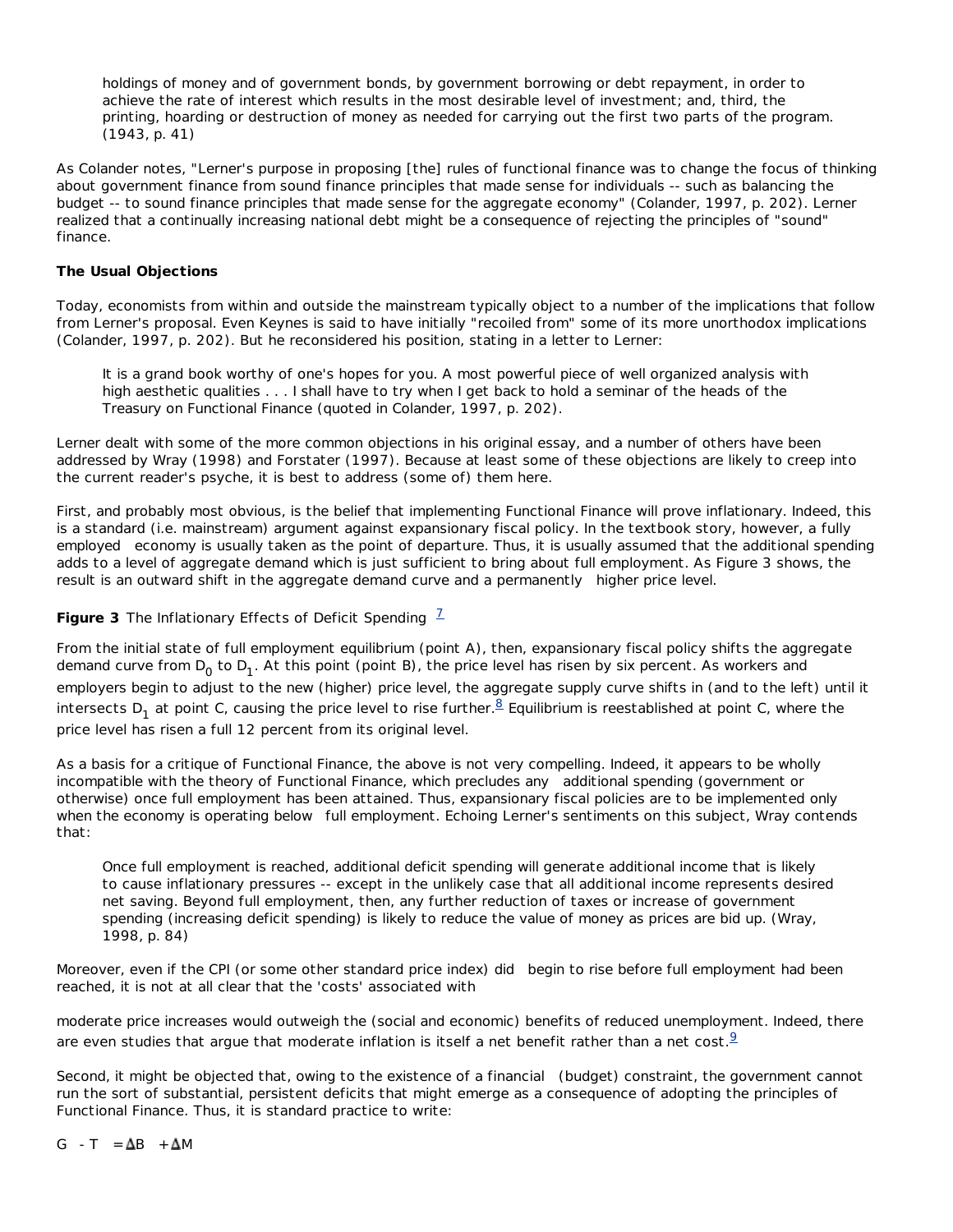> holdings of money and of government bonds, by government borrowing or debt repayment, in order to achieve the rate of interest which results in the most desirable level of investment; and, third, the printing, hoarding or destruction of money as needed for carrying out the first two parts of the program. (1943, p. 41)

As Colander notes, "Lerner's purpose in proposing [the] rules of functional finance was to change the focus of thinking about government finance from sound finance principles that made sense for individuals -- such as balancing the budget -- to sound finance principles that made sense for the aggregate economy" (Colander, 1997, p. 202). Lerner realized that a continually increasing national debt might be a consequence of rejecting the principles of "sound" finance.

### The Usual Objections

Today, economists from within and outside the mainstream typically object to a number of the implications that follow from Lerner's proposal. Even Keynes is said to have initially "recoiled from" some of its more unorthodox implications (Colander, 1997, p. 202). But he reconsidered his position, stating in a letter to Lerner:

> It is a grand book worthy of one's hopes for you. A most powerful piece of well organized analysis with high aesthetic qualities . . . I shall have to try when I get back to hold a seminar of the heads of the Treasury on Functional Finance (quoted in Colander, 1997, p. 202).

Lerner dealt with some of the more common objections in his original essay, and a number of others have been addressed by Wray (1998) and Forstater (1997). Because at least some of these objections are likely to creep into the current reader's psyche, it is best to address (some of) them here.

First, and probably most obvious, is the belief that implementing Functional Finance will prove inflationary. Indeed, this is a standard (i.e. mainstream) argument against expansionary fiscal policy. In the textbook story, however, a fully employed economy is usually taken as the point of departure. Thus, it is usually assumed that the additional spending adds to a level of aggregate demand which is just sufficient to bring about full employment. As Figure 3 shows, the result is an outward shift in the aggregate demand curve and a permanently higher price level.

**Figure 3** The Inflationary Effects of Deficit Spending [7]

From the initial state of full employment equilibrium (point A), then, expansionary fiscal policy shifts the aggregate demand curve from $D_0$ to $D_1$. At this point (point B), the price level has risen by six percent. As workers and employers begin to adjust to the new (higher) price level, the aggregate supply curve shifts in (and to the left) until it intersects $D_1$ at point C, causing the price level to rise further.[8] Equilibrium is reestablished at point C, where the price level has risen a full 12 percent from its original level.

As a basis for a critique of Functional Finance, the above is not very compelling. Indeed, it appears to be wholly incompatible with the theory of Functional Finance, which precludes any additional spending (government or otherwise) once full employment has been attained. Thus, expansionary fiscal policies are to be implemented only when the economy is operating below full employment. Echoing Lerner's sentiments on this subject, Wray contends that:

> Once full employment is reached, additional deficit spending will generate additional income that is likely to cause inflationary pressures -- except in the unlikely case that all additional income represents desired net saving. Beyond full employment, then, any further reduction of taxes or increase of government spending (increasing deficit spending) is likely to reduce the value of money as prices are bid up. (Wray, 1998, p. 84)

Moreover, even if the CPI (or some other standard price index) did begin to rise before full employment had been reached, it is not at all clear that the 'costs' associated with moderate price increases would outweigh the (social and economic) benefits of reduced unemployment. Indeed, there are even studies that argue that moderate inflation is itself a net benefit rather than a net cost.[9]

Second, it might be objected that, owing to the existence of a financial (budget) constraint, the government cannot run the sort of substantial, persistent deficits that might emerge as a consequence of adopting the principles of Functional Finance. Thus, it is standard practice to write:

$$G - T = \Delta B + \Delta M$$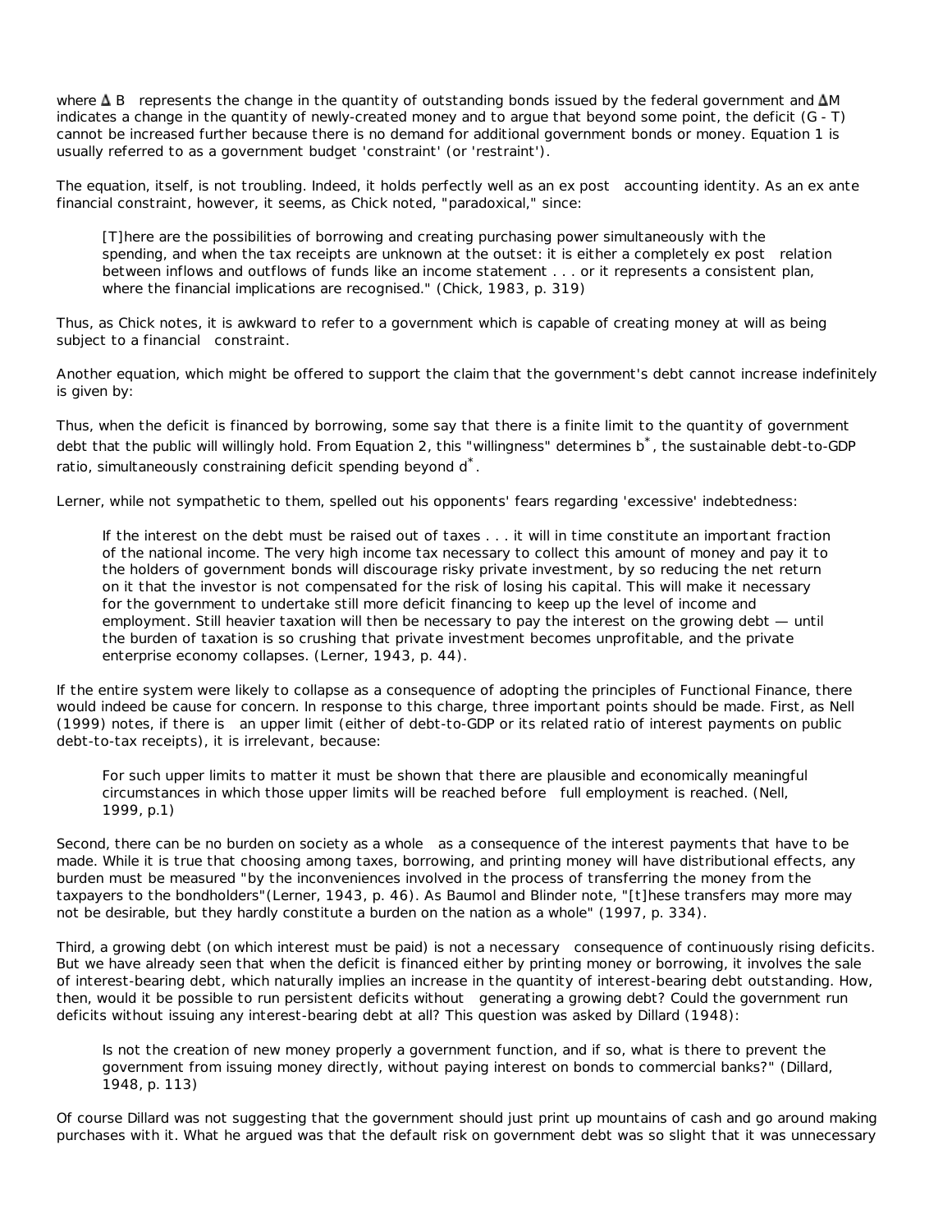where $\Delta B$ represents the change in the quantity of outstanding bonds issued by the federal government and $\Delta M$ indicates a change in the quantity of newly-created money and to argue that beyond some point, the deficit (G - T) cannot be increased further because there is no demand for additional government bonds or money. Equation 1 is usually referred to as a government budget 'constraint' (or 'restraint').

The equation, itself, is not troubling. Indeed, it holds perfectly well as an *ex post* accounting identity. As an ex ante financial constraint, however, it seems, as Chick noted, "paradoxical," since:

> [T]here are the possibilities of borrowing and creating purchasing power simultaneously with the spending, and when the tax receipts are unknown at the outset: it is either a completely *ex post* relation between inflows and outflows of funds like an income statement . . . or it represents a consistent plan, where the financial implications are recognised." (Chick, 1983, p. 319)

Thus, as Chick notes, it is awkward to refer to a government which is capable of creating money at will as being subject to a *financial* constraint.

Another equation, which might be offered to support the claim that the government's debt cannot increase indefinitely is given by:

Thus, when the deficit is financed by borrowing, some say that there is a finite limit to the quantity of government debt that the public will willingly hold. From Equation 2, this "willingness" determines $b^*$, the sustainable debt-to-GDP ratio, simultaneously constraining deficit spending beyond $d^*$.

Lerner, while not sympathetic to them, spelled out his opponents' fears regarding 'excessive' indebtedness:

> If the interest on the debt must be raised out of taxes . . . it will in time constitute an important fraction of the national income. The very high income tax necessary to collect this amount of money and pay it to the holders of government bonds will discourage risky private investment, by so reducing the net return on it that the investor is not compensated for the risk of losing his capital. This will make it necessary for the government to undertake still more deficit financing to keep up the level of income and employment. Still heavier taxation will then be necessary to pay the interest on the growing debt — until the burden of taxation is so crushing that private investment becomes unprofitable, and the private enterprise economy collapses. (Lerner, 1943, p. 44).

If the entire system were likely to collapse as a consequence of adopting the principles of Functional Finance, there would indeed be cause for concern. In response to this charge, three important points should be made. First, as Nell (1999) notes, if there *is* an upper limit (either of debt-to-GDP or its related ratio of interest payments on public debt-to-tax receipts), it is irrelevant, because:

> For such upper limits to matter it must be shown that there are plausible and economically meaningful circumstances in which those upper limits will be reached *before* full employment is reached. (Nell, 1999, p.1)

Second, there can be no burden on society *as a whole* as a consequence of the interest payments that have to be made. While it is true that choosing among taxes, borrowing, and printing money will have distributional effects, any burden must be measured "by the inconveniences involved in the process of transferring the money from the taxpayers to the bondholders"(Lerner, 1943, p. 46). As Baumol and Blinder note, "[t]hese transfers may more may not be desirable, but they hardly constitute a burden on the nation as a whole" (1997, p. 334).

Third, a growing debt (on which interest must be paid) is not a *necessary* consequence of continuously rising deficits. But we have already seen that when the deficit is financed either by printing money or borrowing, it involves the sale of interest-bearing debt, which naturally implies an increase in the quantity of interest-bearing debt outstanding. How, then, would it be possible to run persistent deficits *without* generating a growing debt? Could the government run deficits without issuing any interest-bearing debt at all? This question was asked by Dillard (1948):

> Is not the creation of new money properly a government function, and if so, what is there to prevent the government from issuing money directly, without paying interest on bonds to commercial banks?" (Dillard, 1948, p. 113)

Of course Dillard was not suggesting that the government should just print up mountains of cash and go around making purchases with it. What he argued was that the default risk on government debt was so slight that it was unnecessary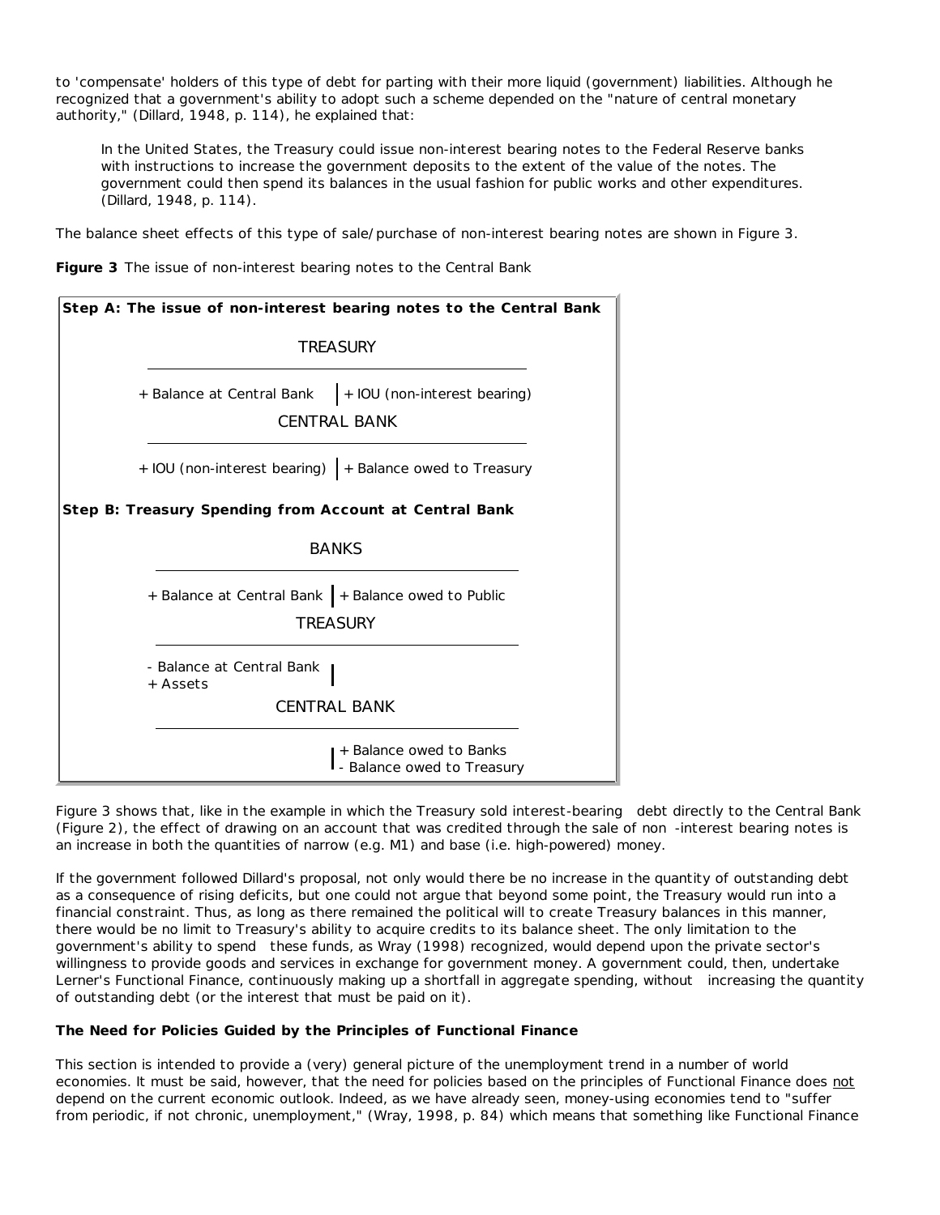to 'compensate' holders of this type of debt for parting with their more liquid (government) liabilities. Although he recognized that a government's ability to adopt such a scheme depended on the "nature of central monetary authority," (Dillard, 1948, p. 114), he explained that:

> In the United States, the Treasury could issue non-interest bearing notes to the Federal Reserve banks with instructions to increase the government deposits to the extent of the value of the notes. The government could then spend its balances in the usual fashion for public works and other expenditures. (Dillard, 1948, p. 114).

The balance sheet effects of this type of sale/purchase of non-interest bearing notes are shown in Figure 3.

**Figure 3** The issue of non-interest bearing notes to the Central Bank

**Step A: The issue of non-interest bearing notes to the Central Bank**

| TREASURY | |
|---|---|
| + Balance at Central Bank | + IOU (non-interest bearing) |

| CENTRAL BANK | |
|---|---|
| + IOU (non-interest bearing) | + Balance owed to Treasury |

**Step B: Treasury Spending from Account at Central Bank**

| BANKS | |
|---|---|
| + Balance at Central Bank | + Balance owed to Public |

| TREASURY | |
|---|---|
| - Balance at Central Bank<br>+ Assets | |

| CENTRAL BANK | |
|---|---|
| | + Balance owed to Banks<br>- Balance owed to Treasury |

Figure 3 shows that, like in the example in which the Treasury sold interest-bearing debt directly to the Central Bank (Figure 2), the effect of drawing on an account that was credited through the sale of non -interest bearing notes is an increase in both the quantities of narrow (e.g. M1) and base (i.e. high-powered) money.

If the government followed Dillard's proposal, not only would there be no increase in the quantity of outstanding debt as a consequence of rising deficits, but one could not argue that beyond some point, the Treasury would run into a financial constraint. Thus, as long as there remained the political will to create Treasury balances in this manner, there would be no limit to Treasury's ability to acquire credits to its balance sheet. The only limitation to the government's ability to spend these funds, as Wray (1998) recognized, would depend upon the private sector's willingness to provide goods and services in exchange for government money. A government could, then, undertake Lerner's Functional Finance, continuously making up a shortfall in aggregate spending, without increasing the quantity of outstanding debt (or the interest that must be paid on it).

**The Need for Policies Guided by the Principles of Functional Finance**

This section is intended to provide a (very) general picture of the unemployment trend in a number of world economies. It must be said, however, that the need for policies based on the principles of Functional Finance does <u>not</u> depend on the current economic outlook. Indeed, as we have already seen, money-using economies tend to "suffer from periodic, if not chronic, unemployment," (Wray, 1998, p. 84) which means that something like Functional Finance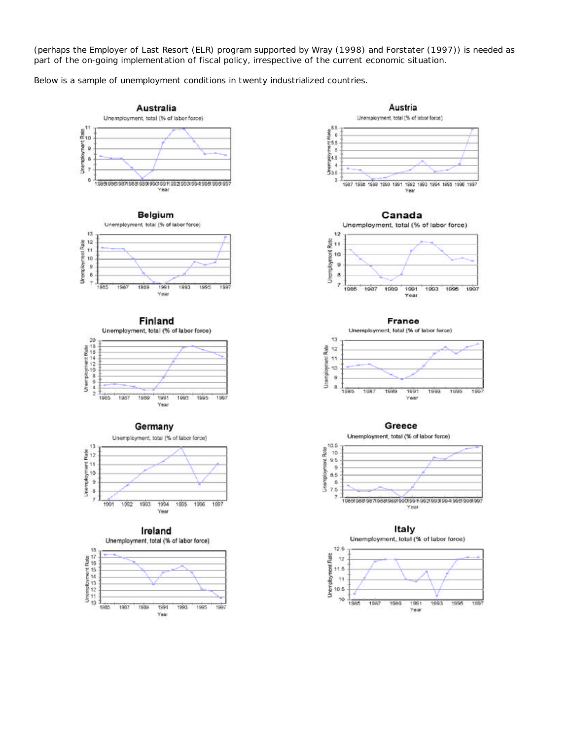(perhaps the Employer of Last Resort (ELR) program supported by Wray (1998) and Forstater (1997)) is needed as part of the on-going implementation of fiscal policy, irrespective of the current economic situation.

Below is a sample of unemployment conditions in twenty industrialized countries.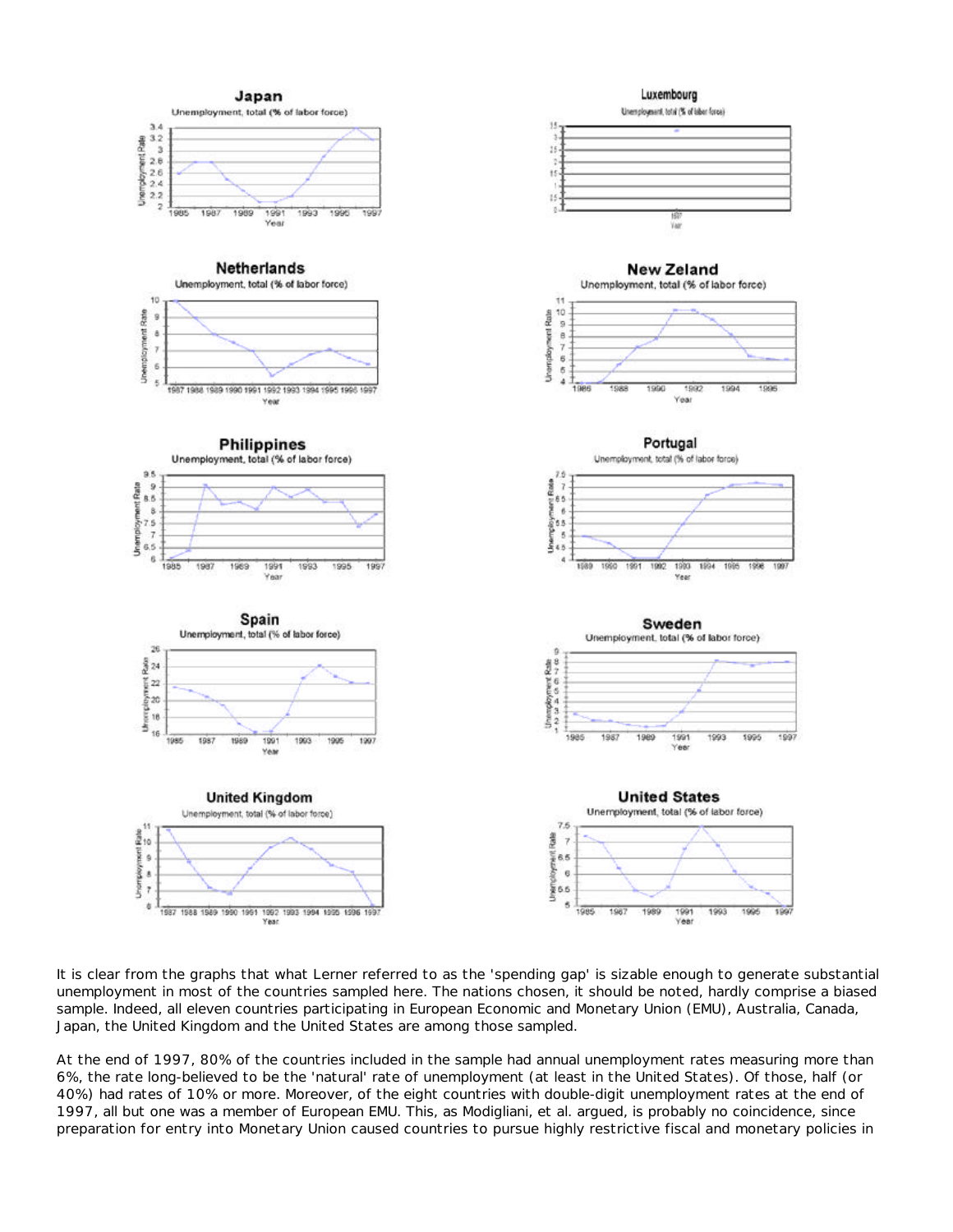It is clear from the graphs that what Lerner referred to as the 'spending gap' is sizable enough to generate substantial unemployment in most of the countries sampled here. The nations chosen, it should be noted, hardly comprise a biased sample. Indeed, all eleven countries participating in European Economic and Monetary Union (EMU), Australia, Canada, Japan, the United Kingdom and the United States are among those sampled.

At the end of 1997, 80% of the countries included in the sample had annual unemployment rates measuring more than 6%, the rate long-believed to be the 'natural' rate of unemployment (at least in the United States). Of those, half (or 40%) had rates of 10% or more. Moreover, of the eight countries with double-digit unemployment rates at the end of 1997, all but one was a member of European EMU. This, as Modigliani, et al. argued, is probably no coincidence, since preparation for entry into Monetary Union caused countries to pursue highly restrictive fiscal and monetary policies in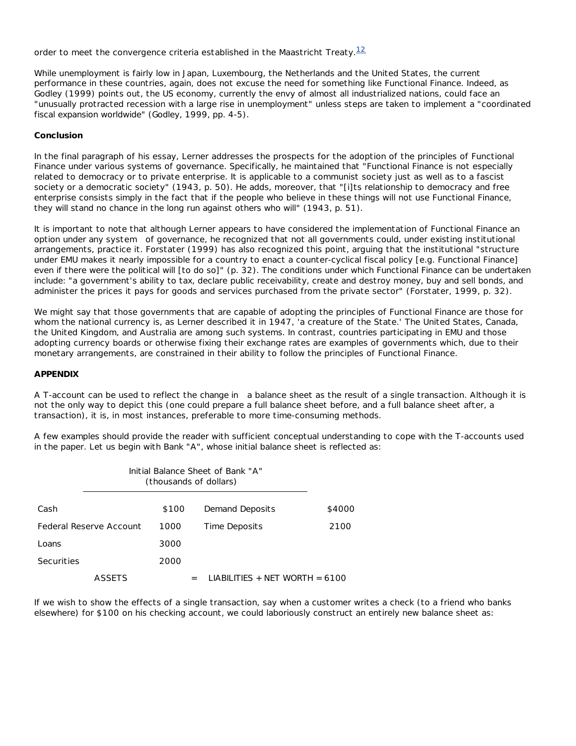order to meet the convergence criteria established in the Maastricht Treaty.[12]

While unemployment is fairly low in Japan, Luxembourg, the Netherlands and the United States, the current performance in these countries, again, does not excuse the need for something like Functional Finance. Indeed, as Godley (1999) points out, the US economy, currently the envy of almost all industrialized nations, could face an "unusually protracted recession with a large rise in unemployment" unless steps are taken to implement a "coordinated fiscal expansion worldwide" (Godley, 1999, pp. 4-5).

**Conclusion**

In the final paragraph of his essay, Lerner addresses the prospects for the adoption of the principles of Functional Finance under various systems of governance. Specifically, he maintained that "Functional Finance is not especially related to democracy or to private enterprise. It is applicable to a communist society just as well as to a fascist society or a democratic society" (1943, p. 50). He adds, moreover, that "[i]ts relationship to democracy and free enterprise consists simply in the fact that if the people who believe in these things will not use Functional Finance, they will stand no chance in the long run against others who will" (1943, p. 51).

It is important to note that although Lerner appears to have considered the implementation of Functional Finance an option under any system of governance, he recognized that not all governments could, under existing institutional arrangements, practice it. Forstater (1999) has also recognized this point, arguing that the institutional "structure under EMU makes it nearly impossible for a country to enact a counter-cyclical fiscal policy [e.g. Functional Finance] even if there were the political will [to do so]" (p. 32). The conditions under which Functional Finance can be undertaken include: "a government's ability to tax, declare public receivability, create and destroy money, buy and sell bonds, and administer the prices it pays for goods and services purchased from the private sector" (Forstater, 1999, p. 32).

We might say that those governments that are capable of adopting the principles of Functional Finance are those for whom the national currency is, as Lerner described it in 1947, 'a creature of the State.' The United States, Canada, the United Kingdom, and Australia are among such systems. In contrast, countries participating in EMU and those adopting currency boards or otherwise fixing their exchange rates are examples of governments which, due to their monetary arrangements, are constrained in their ability to follow the principles of Functional Finance.

**APPENDIX**

A T-account can be used to reflect the change in a balance sheet as the result of a single transaction. Although it is not the only way to depict this (one could prepare a full balance sheet before, and a full balance sheet after, a transaction), it is, in most instances, preferable to more time-consuming methods.

A few examples should provide the reader with sufficient conceptual understanding to cope with the T-accounts used in the paper. Let us begin with Bank "A", whose initial balance sheet is reflected as:

Initial Balance Sheet of Bank "A"
(thousands of dollars)

| | | | |
|---|---|---|---|
| Cash | $100 | Demand Deposits | $4000 |
| Federal Reserve Account | 1000 | Time Deposits | 2100 |
| Loans | 3000 | | |
| Securities | 2000 | | |
| ASSETS | = | LIABILITIES + NET WORTH = 6100 | |

If we wish to show the effects of a single transaction, say when a customer writes a check (to a friend who banks elsewhere) for $100 on his checking account, we could laboriously construct an entirely new balance sheet as: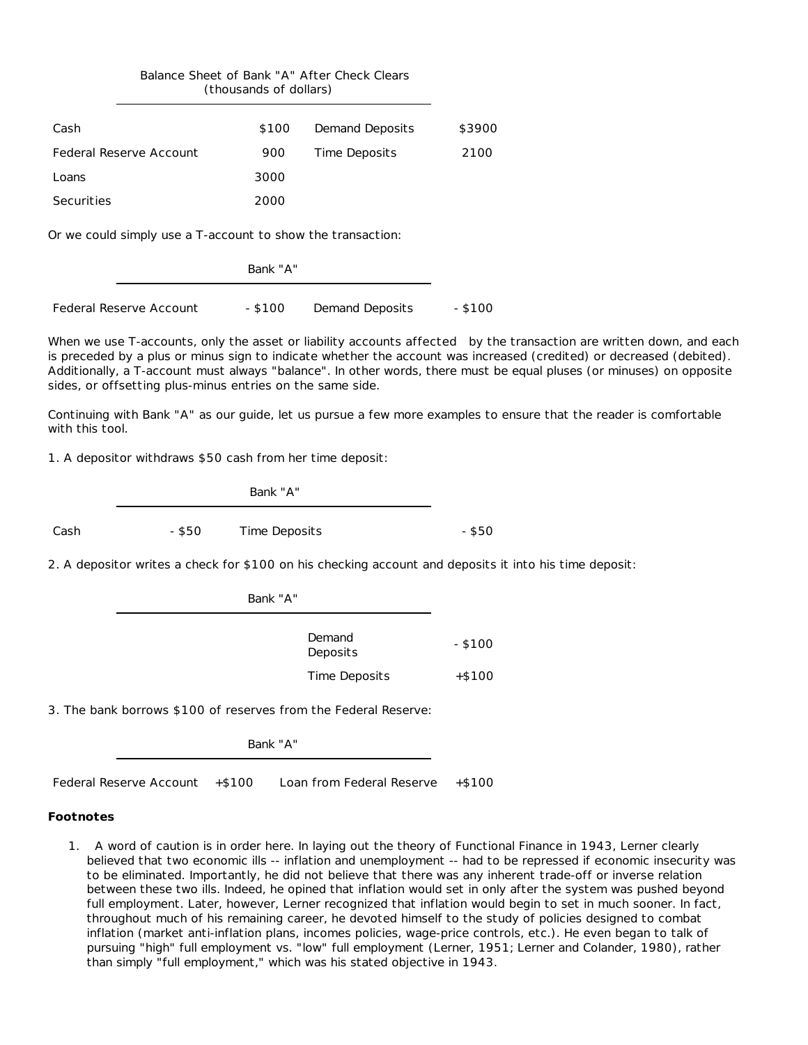Balance Sheet of Bank "A" After Check Clears
(thousands of dollars)

| | | | |
|---|---|---|---|
| Cash | $100 | Demand Deposits | $3900 |
| Federal Reserve Account | 900 | Time Deposits | 2100 |
| Loans | 3000 | | |
| Securities | 2000 | | |

Or we could simply use a T-account to show the transaction:

Bank "A"

| | | | |
|---|---|---|---|
| Federal Reserve Account | - $100 | Demand Deposits | - $100 |

When we use T-accounts, only the asset or liability accounts affected by the transaction are written down, and each is preceded by a plus or minus sign to indicate whether the account was increased (credited) or decreased (debited). Additionally, a T-account must always "balance". In other words, there must be equal pluses (or minuses) on opposite sides, or offsetting plus-minus entries on the same side.

Continuing with Bank "A" as our guide, let us pursue a few more examples to ensure that the reader is comfortable with this tool.

1. A depositor withdraws $50 cash from her time deposit:

Bank "A"

| | | | |
|---|---|---|---|
| Cash | - $50 | Time Deposits | - $50 |

2. A depositor writes a check for $100 on his checking account and deposits it into his time deposit:

Bank "A"

| | | | |
|---|---|---|---|
| | | Demand Deposits | - $100 |
| | | Time Deposits | +$100 |

3. The bank borrows $100 of reserves from the Federal Reserve:

Bank "A"

| | | | |
|---|---|---|---|
| Federal Reserve Account | +$100 | Loan from Federal Reserve | +$100 |

**Footnotes**

1. A word of caution is in order here. In laying out the theory of Functional Finance in 1943, Lerner clearly believed that two economic ills -- inflation and unemployment -- had to be repressed if economic insecurity was to be eliminated. Importantly, he did not believe that there was any inherent trade-off or inverse relation between these two ills. Indeed, he opined that inflation would set in only after the system was pushed beyond full employment. Later, however, Lerner recognized that inflation would begin to set in much sooner. In fact, throughout much of his remaining career, he devoted himself to the study of policies designed to combat inflation (market anti-inflation plans, incomes policies, wage-price controls, etc.). He even began to talk of pursuing "high" full employment vs. "low" full employment (Lerner, 1951; Lerner and Colander, 1980), rather than simply "full employment," which was his stated objective in 1943.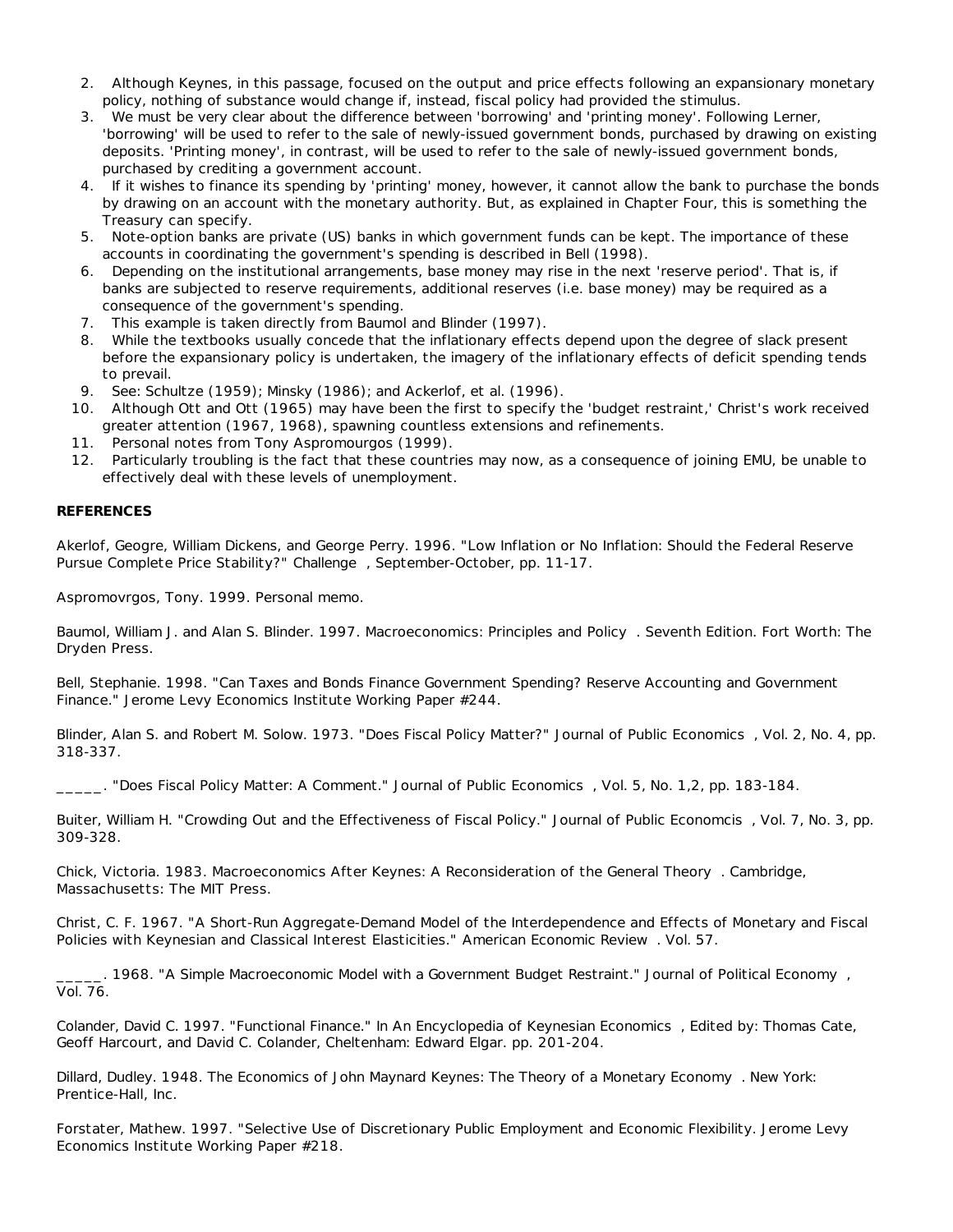2. Although Keynes, in this passage, focused on the output and price effects following an expansionary monetary policy, nothing of substance would change if, instead, fiscal policy had provided the stimulus.
3. We must be very clear about the difference between 'borrowing' and 'printing money'. Following Lerner, 'borrowing' will be used to refer to the sale of newly-issued government bonds, purchased by drawing on existing deposits. 'Printing money', in contrast, will be used to refer to the sale of newly-issued government bonds, purchased by crediting a government account.
4. If it wishes to finance its spending by 'printing' money, however, it cannot allow the bank to purchase the bonds by drawing on an account with the monetary authority. But, as explained in Chapter Four, this is something the Treasury can specify.
5. Note-option banks are private (US) banks in which government funds can be kept. The importance of these accounts in coordinating the government's spending is described in Bell (1998).
6. Depending on the institutional arrangements, base money may rise in the next 'reserve period'. That is, if banks are subjected to reserve requirements, additional reserves (i.e. base money) may be required as a consequence of the government's spending.
7. This example is taken directly from Baumol and Blinder (1997).
8. While the textbooks usually concede that the inflationary effects depend upon the degree of slack present before the expansionary policy is undertaken, the imagery of the inflationary effects of deficit spending tends to prevail.
9. See: Schultze (1959); Minsky (1986); and Ackerlof, et al. (1996).
10. Although Ott and Ott (1965) may have been the first to specify the 'budget restraint,' Christ's work received greater attention (1967, 1968), spawning countless extensions and refinements.
11. Personal notes from Tony Aspromourgos (1999).
12. Particularly troubling is the fact that these countries may now, as a consequence of joining EMU, be unable to effectively deal with these levels of unemployment.

**REFERENCES**

Akerlof, Geogre, William Dickens, and George Perry. 1996. "Low Inflation or No Inflation: Should the Federal Reserve Pursue Complete Price Stability?" *Challenge*, September-October, pp. 11-17.

Aspromovrgos, Tony. 1999. Personal memo.

Baumol, William J. and Alan S. Blinder. 1997. *Macroeconomics: Principles and Policy*. Seventh Edition. Fort Worth: The Dryden Press.

Bell, Stephanie. 1998. "Can Taxes and Bonds Finance Government Spending? Reserve Accounting and Government Finance." Jerome Levy Economics Institute Working Paper #244.

Blinder, Alan S. and Robert M. Solow. 1973. "Does Fiscal Policy Matter?" *Journal of Public Economics*, Vol. 2, No. 4, pp. 318-337.

_____. "Does Fiscal Policy Matter: A Comment." *Journal of Public Economics*, Vol. 5, No. 1,2, pp. 183-184.

Buiter, William H. "Crowding Out and the Effectiveness of Fiscal Policy." *Journal of Public Economcis*, Vol. 7, No. 3, pp. 309-328.

Chick, Victoria. 1983. *Macroeconomics After Keynes: A Reconsideration of the General Theory*. Cambridge, Massachusetts: The MIT Press.

Christ, C. F. 1967. "A Short-Run Aggregate-Demand Model of the Interdependence and Effects of Monetary and Fiscal Policies with Keynesian and Classical Interest Elasticities." *American Economic Review*. Vol. 57.

_____. 1968. "A Simple Macroeconomic Model with a Government Budget Restraint." *Journal of Political Economy*, Vol. 76.

Colander, David C. 1997. "Functional Finance." In *An Encyclopedia of Keynesian Economics*, Edited by: Thomas Cate, Geoff Harcourt, and David C. Colander, Cheltenham: Edward Elgar. pp. 201-204.

Dillard, Dudley. 1948. *The Economics of John Maynard Keynes: The Theory of a Monetary Economy*. New York: Prentice-Hall, Inc.

Forstater, Mathew. 1997. "Selective Use of Discretionary Public Employment and Economic Flexibility. Jerome Levy Economics Institute Working Paper #218.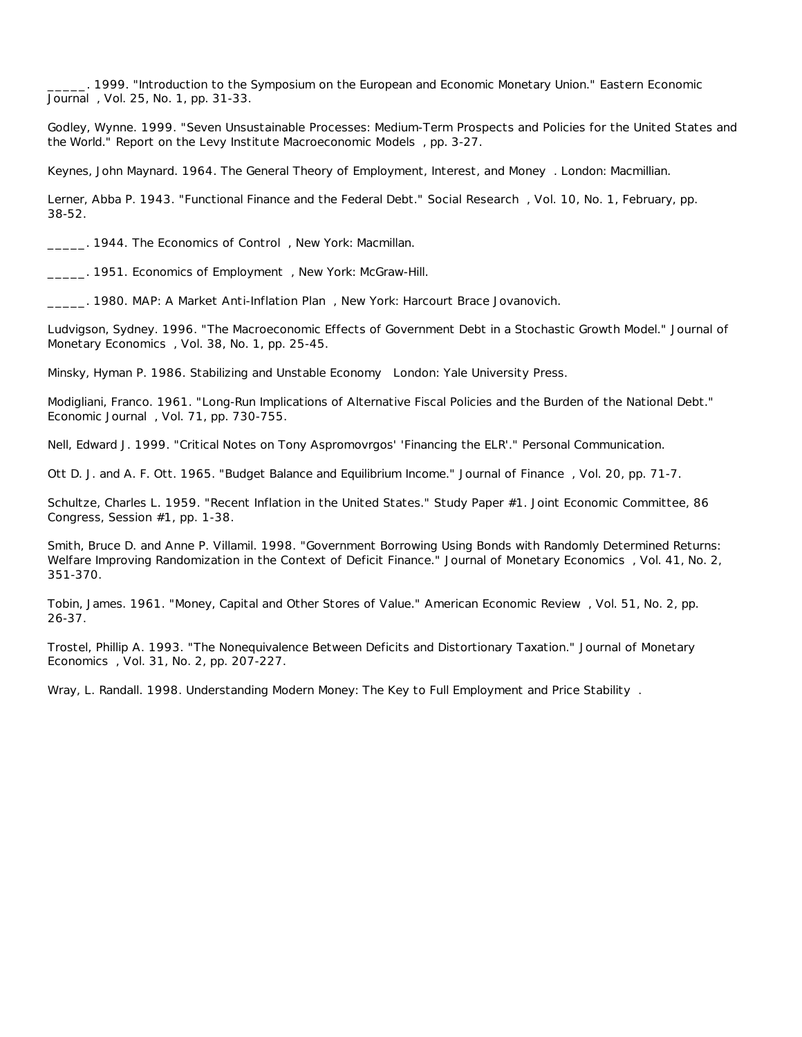_____. 1999. "Introduction to the Symposium on the European and Economic Monetary Union." Eastern Economic Journal , Vol. 25, No. 1, pp. 31-33.

Godley, Wynne. 1999. "Seven Unsustainable Processes: Medium-Term Prospects and Policies for the United States and the World." Report on the Levy Institute Macroeconomic Models , pp. 3-27.

Keynes, John Maynard. 1964. The General Theory of Employment, Interest, and Money . London: Macmillian.

Lerner, Abba P. 1943. "Functional Finance and the Federal Debt." Social Research , Vol. 10, No. 1, February, pp. 38-52.

_____. 1944. The Economics of Control , New York: Macmillan.

_____. 1951. Economics of Employment , New York: McGraw-Hill.

_____. 1980. MAP: A Market Anti-Inflation Plan , New York: Harcourt Brace Jovanovich.

Ludvigson, Sydney. 1996. "The Macroeconomic Effects of Government Debt in a Stochastic Growth Model." Journal of Monetary Economics , Vol. 38, No. 1, pp. 25-45.

Minsky, Hyman P. 1986. Stabilizing and Unstable Economy London: Yale University Press.

Modigliani, Franco. 1961. "Long-Run Implications of Alternative Fiscal Policies and the Burden of the National Debt." Economic Journal , Vol. 71, pp. 730-755.

Nell, Edward J. 1999. "Critical Notes on Tony Aspromovrgos' 'Financing the ELR'." Personal Communication.

Ott D. J. and A. F. Ott. 1965. "Budget Balance and Equilibrium Income." Journal of Finance , Vol. 20, pp. 71-7.

Schultze, Charles L. 1959. "Recent Inflation in the United States." Study Paper #1. Joint Economic Committee, 86 Congress, Session #1, pp. 1-38.

Smith, Bruce D. and Anne P. Villamil. 1998. "Government Borrowing Using Bonds with Randomly Determined Returns: Welfare Improving Randomization in the Context of Deficit Finance." Journal of Monetary Economics , Vol. 41, No. 2, 351-370.

Tobin, James. 1961. "Money, Capital and Other Stores of Value." American Economic Review , Vol. 51, No. 2, pp. 26-37.

Trostel, Phillip A. 1993. "The Nonequivalence Between Deficits and Distortionary Taxation." Journal of Monetary Economics , Vol. 31, No. 2, pp. 207-227.

Wray, L. Randall. 1998. Understanding Modern Money: The Key to Full Employment and Price Stability .